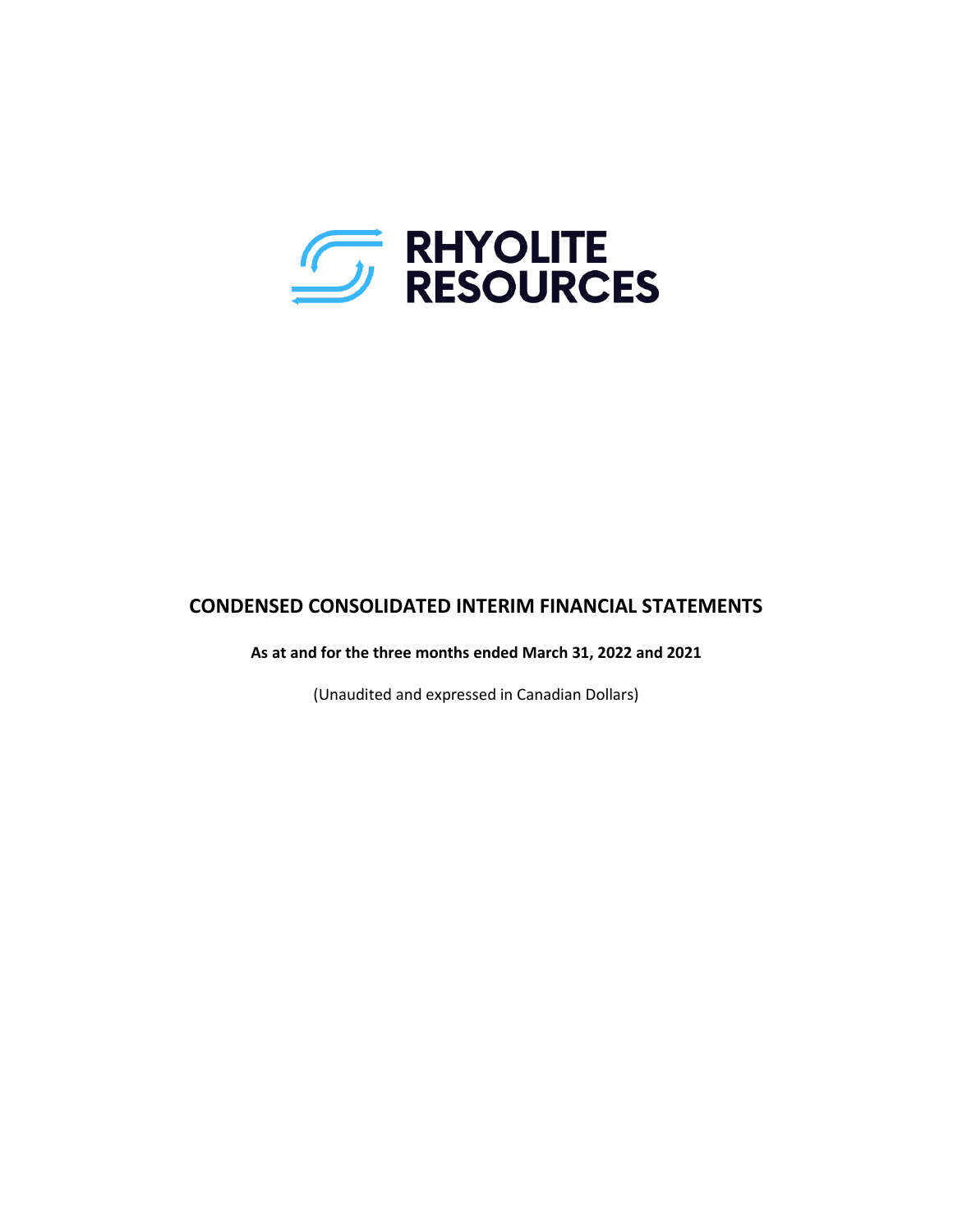RHYOLITE RESOURCES

# CONDENSED CONSOLIDATED INTERIM FINANCIAL STATEMENTS

**As at and for the three months ended March 31, 2022 and 2021**

(Unaudited and expressed in Canadian Dollars)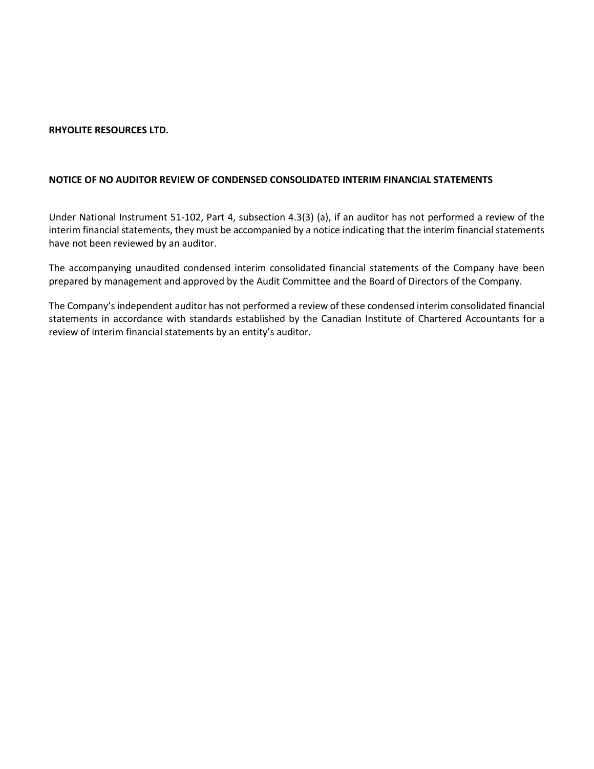**RHYOLITE RESOURCES LTD.**

**NOTICE OF NO AUDITOR REVIEW OF CONDENSED CONSOLIDATED INTERIM FINANCIAL STATEMENTS**

Under National Instrument 51-102, Part 4, subsection 4.3(3) (a), if an auditor has not performed a review of the interim financial statements, they must be accompanied by a notice indicating that the interim financial statements have not been reviewed by an auditor.

The accompanying unaudited condensed interim consolidated financial statements of the Company have been prepared by management and approved by the Audit Committee and the Board of Directors of the Company.

The Company's independent auditor has not performed a review of these condensed interim consolidated financial statements in accordance with standards established by the Canadian Institute of Chartered Accountants for a review of interim financial statements by an entity's auditor.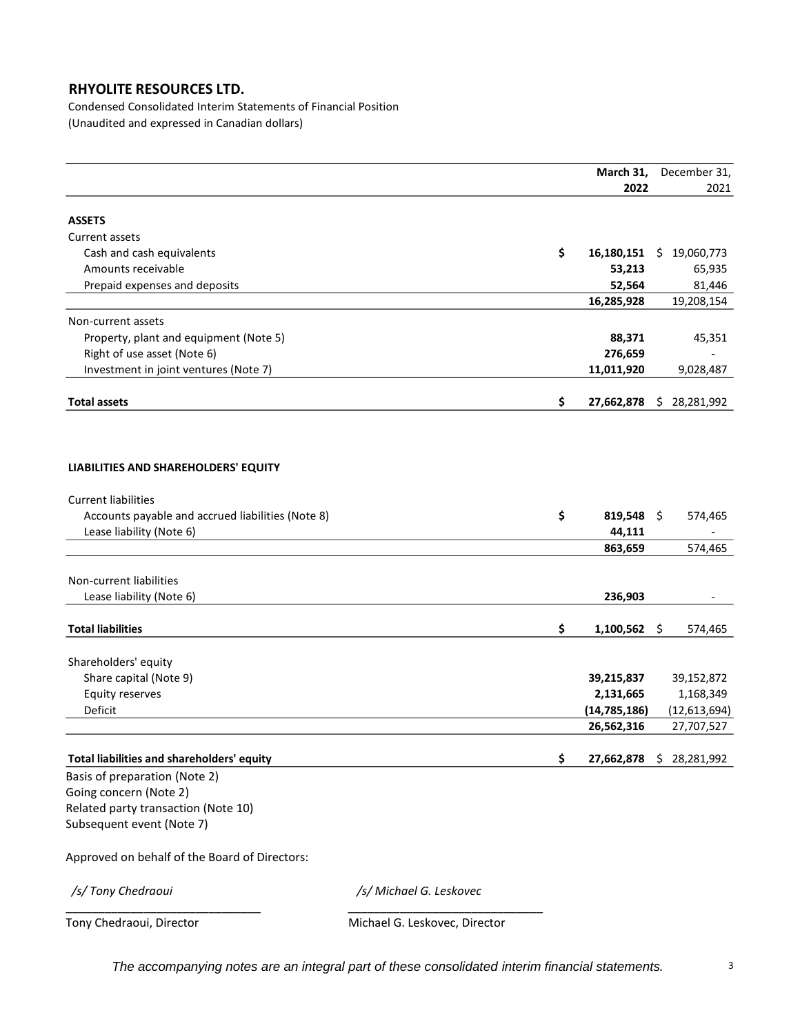**RHYOLITE RESOURCES LTD.**

Condensed Consolidated Interim Statements of Financial Position

(Unaudited and expressed in Canadian dollars)

| | March 31, 2022 | December 31, 2021 |
|---|---|---|
| **ASSETS** | | |
| Current assets | | |
| Cash and cash equivalents | **$ 16,180,151** | $ 19,060,773 |
| Amounts receivable | **53,213** | 65,935 |
| Prepaid expenses and deposits | **52,564** | 81,446 |
| | **16,285,928** | 19,208,154 |
| Non-current assets | | |
| Property, plant and equipment (Note 5) | **88,371** | 45,351 |
| Right of use asset (Note 6) | **276,659** | - |
| Investment in joint ventures (Note 7) | **11,011,920** | 9,028,487 |
| **Total assets** | **$ 27,662,878** | $ 28,281,992 |
| | | |
| **LIABILITIES AND SHAREHOLDERS' EQUITY** | | |
| Current liabilities | | |
| Accounts payable and accrued liabilities (Note 8) | **$ 819,548** | $ 574,465 |
| Lease liability (Note 6) | **44,111** | - |
| | **863,659** | 574,465 |
| Non-current liabilities | | |
| Lease liability (Note 6) | **236,903** | - |
| **Total liabilities** | **$ 1,100,562** | $ 574,465 |
| Shareholders' equity | | |
| Share capital (Note 9) | **39,215,837** | 39,152,872 |
| Equity reserves | **2,131,665** | 1,168,349 |
| Deficit | **(14,785,186)** | (12,613,694) |
| | **26,562,316** | 27,707,527 |
| **Total liabilities and shareholders' equity** | **$ 27,662,878** | $ 28,281,992 |

Basis of preparation (Note 2)
Going concern (Note 2)
Related party transaction (Note 10)
Subsequent event (Note 7)

Approved on behalf of the Board of Directors:

*/s/ Tony Chedraoui* — Tony Chedraoui, Director

*/s/ Michael G. Leskovec* — Michael G. Leskovec, Director

*The accompanying notes are an integral part of these consolidated interim financial statements.*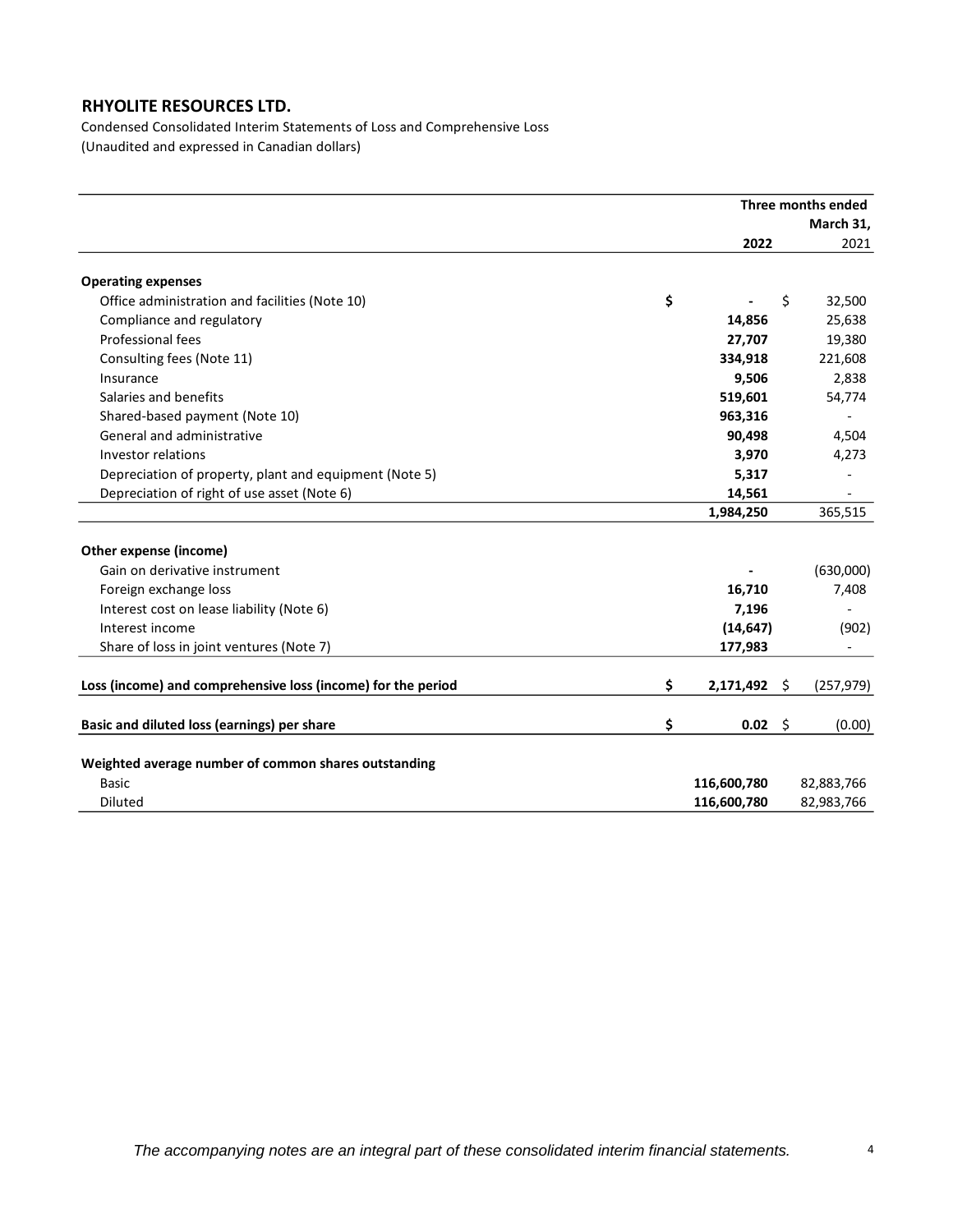**RHYOLITE RESOURCES LTD.**

Condensed Consolidated Interim Statements of Loss and Comprehensive Loss
(Unaudited and expressed in Canadian dollars)

| | Three months ended March 31, | |
|---|---|---|
| | **2022** | 2021 |
| **Operating expenses** | | |
| Office administration and facilities (Note 10) | **$ -** | $ 32,500 |
| Compliance and regulatory | **14,856** | 25,638 |
| Professional fees | **27,707** | 19,380 |
| Consulting fees (Note 11) | **334,918** | 221,608 |
| Insurance | **9,506** | 2,838 |
| Salaries and benefits | **519,601** | 54,774 |
| Shared-based payment (Note 10) | **963,316** | - |
| General and administrative | **90,498** | 4,504 |
| Investor relations | **3,970** | 4,273 |
| Depreciation of property, plant and equipment (Note 5) | **5,317** | - |
| Depreciation of right of use asset (Note 6) | **14,561** | - |
| | **1,984,250** | 365,515 |
| **Other expense (income)** | | |
| Gain on derivative instrument | **-** | (630,000) |
| Foreign exchange loss | **16,710** | 7,408 |
| Interest cost on lease liability (Note 6) | **7,196** | - |
| Interest income | **(14,647)** | (902) |
| Share of loss in joint ventures (Note 7) | **177,983** | - |
| **Loss (income) and comprehensive loss (income) for the period** | **$ 2,171,492** | $ (257,979) |
| **Basic and diluted loss (earnings) per share** | **$ 0.02** | $ (0.00) |
| **Weighted average number of common shares outstanding** | | |
| Basic | **116,600,780** | 82,883,766 |
| Diluted | **116,600,780** | 82,983,766 |

*The accompanying notes are an integral part of these consolidated interim financial statements.*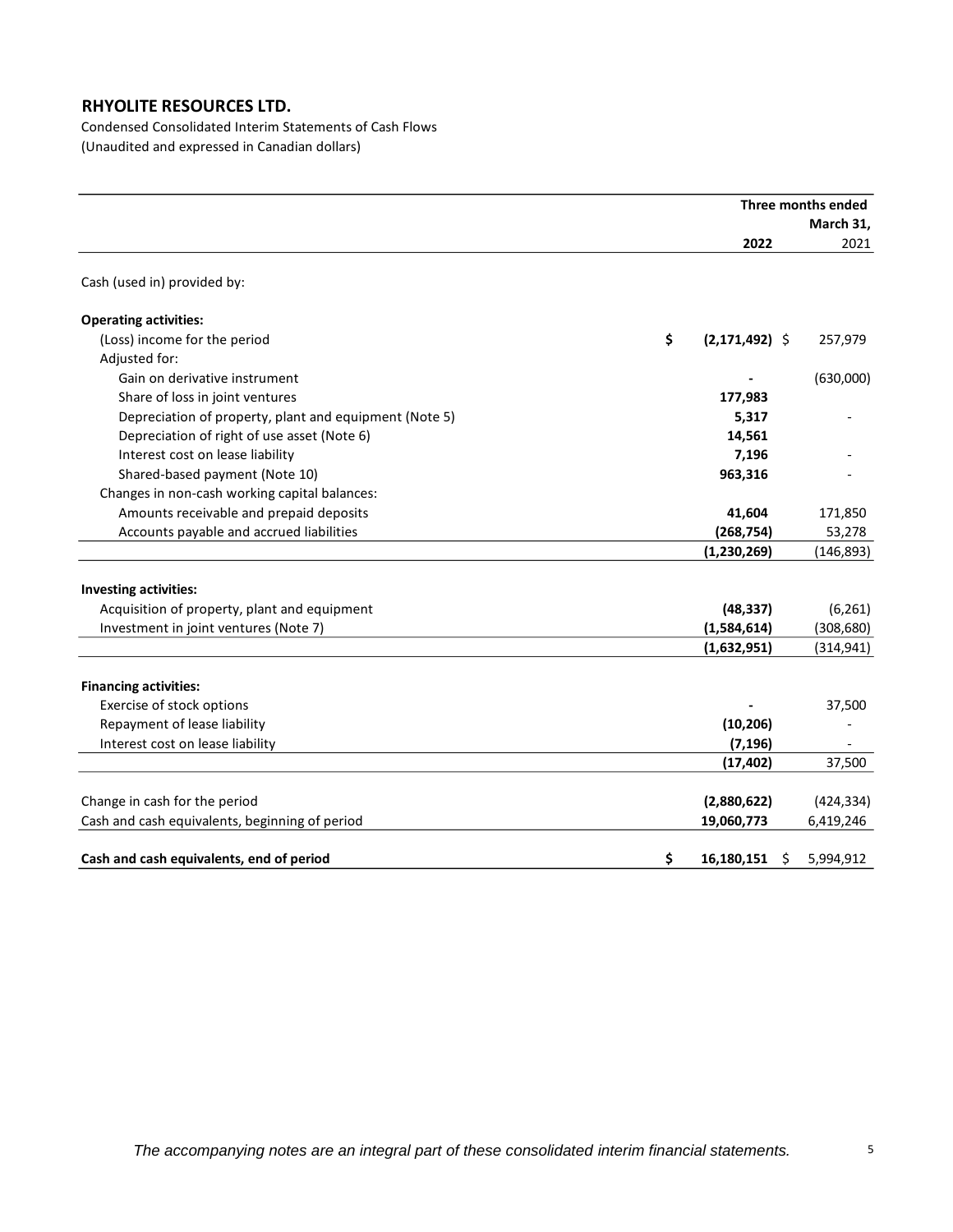## RHYOLITE RESOURCES LTD.

Condensed Consolidated Interim Statements of Cash Flows
(Unaudited and expressed in Canadian dollars)

| | Three months ended March 31, 2022 | 2021 |
|---|---|---|
| Cash (used in) provided by: | | |
| **Operating activities:** | | |
| (Loss) income for the period | **$ (2,171,492)** | $ 257,979 |
| Adjusted for: | | |
| Gain on derivative instrument | **-** | (630,000) |
| Share of loss in joint ventures | **177,983** | |
| Depreciation of property, plant and equipment (Note 5) | **5,317** | - |
| Depreciation of right of use asset (Note 6) | **14,561** | |
| Interest cost on lease liability | **7,196** | - |
| Shared-based payment (Note 10) | **963,316** | - |
| Changes in non-cash working capital balances: | | |
| Amounts receivable and prepaid deposits | **41,604** | 171,850 |
| Accounts payable and accrued liabilities | **(268,754)** | 53,278 |
| | **(1,230,269)** | (146,893) |
| **Investing activities:** | | |
| Acquisition of property, plant and equipment | **(48,337)** | (6,261) |
| Investment in joint ventures (Note 7) | **(1,584,614)** | (308,680) |
| | **(1,632,951)** | (314,941) |
| **Financing activities:** | | |
| Exercise of stock options | **-** | 37,500 |
| Repayment of lease liability | **(10,206)** | - |
| Interest cost on lease liability | **(7,196)** | - |
| | **(17,402)** | 37,500 |
| Change in cash for the period | **(2,880,622)** | (424,334) |
| Cash and cash equivalents, beginning of period | **19,060,773** | 6,419,246 |
| **Cash and cash equivalents, end of period** | **$ 16,180,151** | $ 5,994,912 |

*The accompanying notes are an integral part of these consolidated interim financial statements.*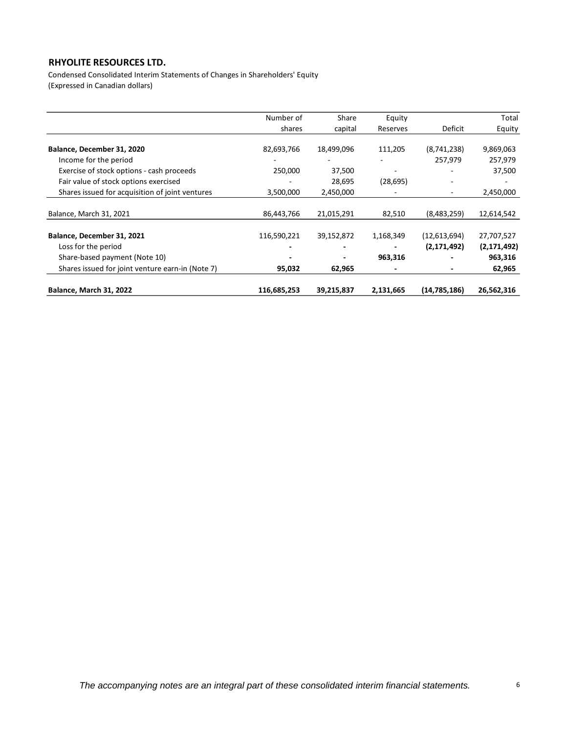**RHYOLITE RESOURCES LTD.**

Condensed Consolidated Interim Statements of Changes in Shareholders' Equity
(Expressed in Canadian dollars)

| | Number of shares | Share capital | Equity Reserves | Deficit | Total Equity |
|---|---|---|---|---|---|
| **Balance, December 31, 2020** | 82,693,766 | 18,499,096 | 111,205 | (8,741,238) | 9,869,063 |
| Income for the period | - | - | - | 257,979 | 257,979 |
| Exercise of stock options - cash proceeds | 250,000 | 37,500 | - | - | 37,500 |
| Fair value of stock options exercised | - | 28,695 | (28,695) | - | - |
| Shares issued for acquisition of joint ventures | 3,500,000 | 2,450,000 | - | - | 2,450,000 |
| Balance, March 31, 2021 | 86,443,766 | 21,015,291 | 82,510 | (8,483,259) | 12,614,542 |
| **Balance, December 31, 2021** | 116,590,221 | 39,152,872 | 1,168,349 | (12,613,694) | 27,707,527 |
| Loss for the period | **-** | **-** | **-** | **(2,171,492)** | **(2,171,492)** |
| Share-based payment (Note 10) | **-** | **-** | **963,316** | **-** | **963,316** |
| Shares issued for joint venture earn-in (Note 7) | **95,032** | **62,965** | **-** | **-** | **62,965** |
| **Balance, March 31, 2022** | **116,685,253** | **39,215,837** | **2,131,665** | **(14,785,186)** | **26,562,316** |

*The accompanying notes are an integral part of these consolidated interim financial statements.*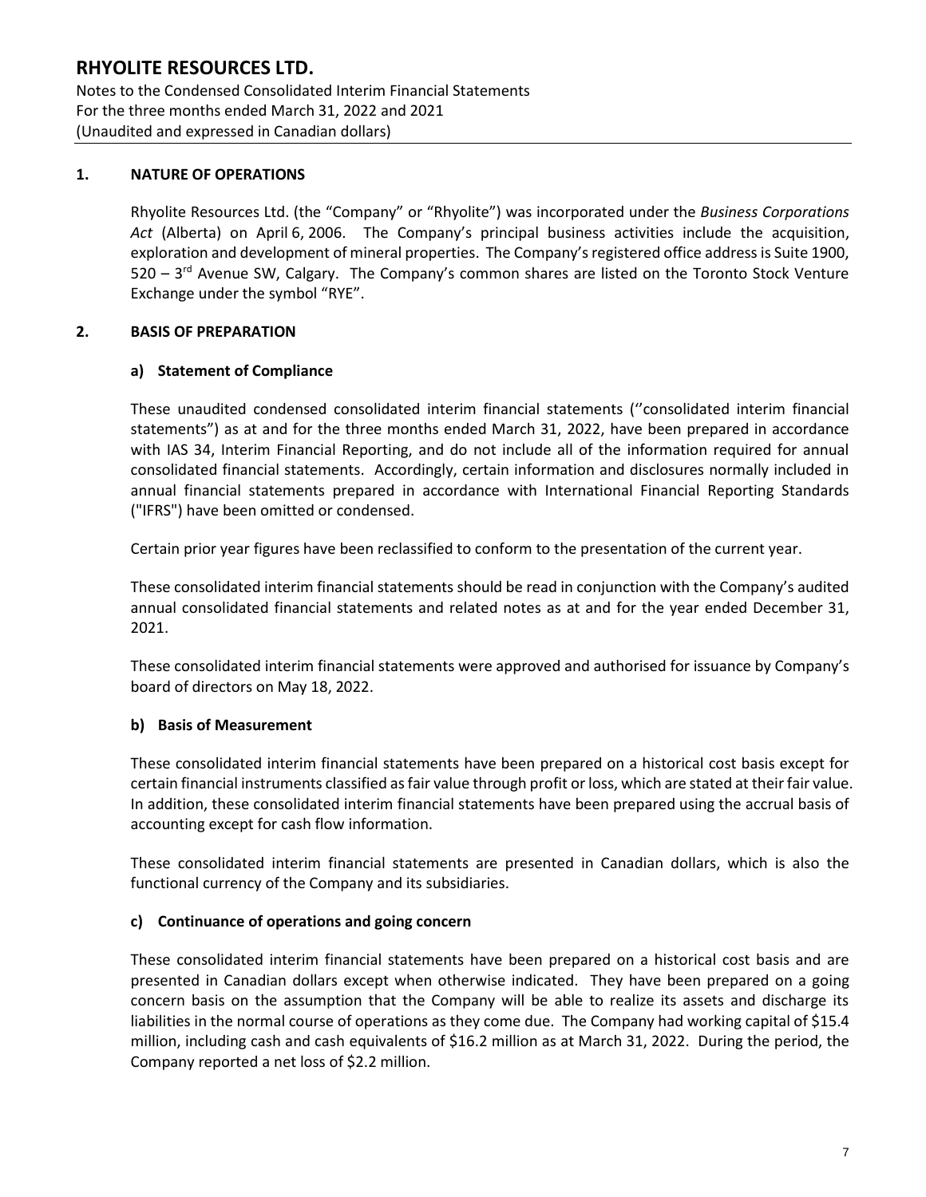## 1. NATURE OF OPERATIONS

Rhyolite Resources Ltd. (the "Company" or "Rhyolite") was incorporated under the *Business Corporations Act* (Alberta) on April 6, 2006. The Company's principal business activities include the acquisition, exploration and development of mineral properties. The Company's registered office address is Suite 1900, 520 – 3rd Avenue SW, Calgary. The Company's common shares are listed on the Toronto Stock Venture Exchange under the symbol "RYE".

## 2. BASIS OF PREPARATION

### a) Statement of Compliance

These unaudited condensed consolidated interim financial statements (''consolidated interim financial statements") as at and for the three months ended March 31, 2022, have been prepared in accordance with IAS 34, Interim Financial Reporting, and do not include all of the information required for annual consolidated financial statements. Accordingly, certain information and disclosures normally included in annual financial statements prepared in accordance with International Financial Reporting Standards ("IFRS") have been omitted or condensed.

Certain prior year figures have been reclassified to conform to the presentation of the current year.

These consolidated interim financial statements should be read in conjunction with the Company's audited annual consolidated financial statements and related notes as at and for the year ended December 31, 2021.

These consolidated interim financial statements were approved and authorised for issuance by Company's board of directors on May 18, 2022.

### b) Basis of Measurement

These consolidated interim financial statements have been prepared on a historical cost basis except for certain financial instruments classified as fair value through profit or loss, which are stated at their fair value. In addition, these consolidated interim financial statements have been prepared using the accrual basis of accounting except for cash flow information.

These consolidated interim financial statements are presented in Canadian dollars, which is also the functional currency of the Company and its subsidiaries.

### c) Continuance of operations and going concern

These consolidated interim financial statements have been prepared on a historical cost basis and are presented in Canadian dollars except when otherwise indicated. They have been prepared on a going concern basis on the assumption that the Company will be able to realize its assets and discharge its liabilities in the normal course of operations as they come due. The Company had working capital of $15.4 million, including cash and cash equivalents of $16.2 million as at March 31, 2022. During the period, the Company reported a net loss of $2.2 million.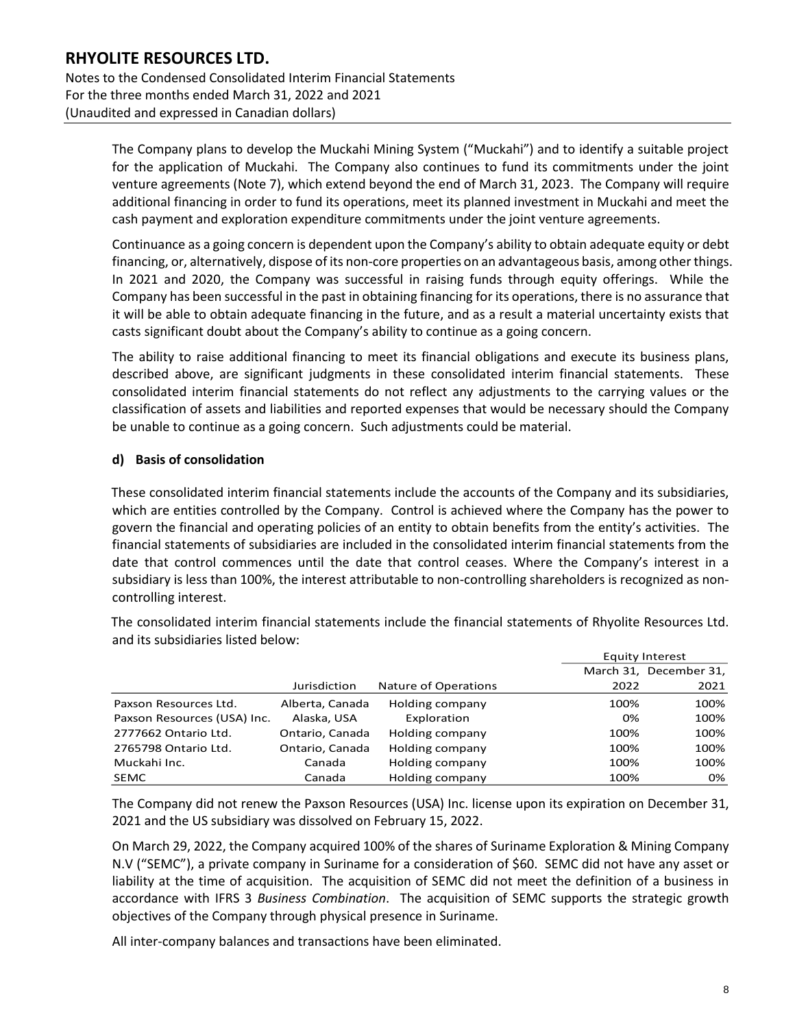The Company plans to develop the Muckahi Mining System ("Muckahi") and to identify a suitable project for the application of Muckahi. The Company also continues to fund its commitments under the joint venture agreements (Note 7), which extend beyond the end of March 31, 2023. The Company will require additional financing in order to fund its operations, meet its planned investment in Muckahi and meet the cash payment and exploration expenditure commitments under the joint venture agreements.

Continuance as a going concern is dependent upon the Company's ability to obtain adequate equity or debt financing, or, alternatively, dispose of its non-core properties on an advantageous basis, among other things. In 2021 and 2020, the Company was successful in raising funds through equity offerings. While the Company has been successful in the past in obtaining financing for its operations, there is no assurance that it will be able to obtain adequate financing in the future, and as a result a material uncertainty exists that casts significant doubt about the Company's ability to continue as a going concern.

The ability to raise additional financing to meet its financial obligations and execute its business plans, described above, are significant judgments in these consolidated interim financial statements. These consolidated interim financial statements do not reflect any adjustments to the carrying values or the classification of assets and liabilities and reported expenses that would be necessary should the Company be unable to continue as a going concern. Such adjustments could be material.

**d) Basis of consolidation**

These consolidated interim financial statements include the accounts of the Company and its subsidiaries, which are entities controlled by the Company. Control is achieved where the Company has the power to govern the financial and operating policies of an entity to obtain benefits from the entity's activities. The financial statements of subsidiaries are included in the consolidated interim financial statements from the date that control commences until the date that control ceases. Where the Company's interest in a subsidiary is less than 100%, the interest attributable to non-controlling shareholders is recognized as non-controlling interest.

The consolidated interim financial statements include the financial statements of Rhyolite Resources Ltd. and its subsidiaries listed below:

| | | | Equity Interest | |
|---|---|---|---|---|
| | Jurisdiction | Nature of Operations | March 31, 2022 | December 31, 2021 |
| Paxson Resources Ltd. | Alberta, Canada | Holding company | 100% | 100% |
| Paxson Resources (USA) Inc. | Alaska, USA | Exploration | 0% | 100% |
| 2777662 Ontario Ltd. | Ontario, Canada | Holding company | 100% | 100% |
| 2765798 Ontario Ltd. | Ontario, Canada | Holding company | 100% | 100% |
| Muckahi Inc. | Canada | Holding company | 100% | 100% |
| SEMC | Canada | Holding company | 100% | 0% |

The Company did not renew the Paxson Resources (USA) Inc. license upon its expiration on December 31, 2021 and the US subsidiary was dissolved on February 15, 2022.

On March 29, 2022, the Company acquired 100% of the shares of Suriname Exploration & Mining Company N.V ("SEMC"), a private company in Suriname for a consideration of $60. SEMC did not have any asset or liability at the time of acquisition. The acquisition of SEMC did not meet the definition of a business in accordance with IFRS 3 *Business Combination*. The acquisition of SEMC supports the strategic growth objectives of the Company through physical presence in Suriname.

All inter-company balances and transactions have been eliminated.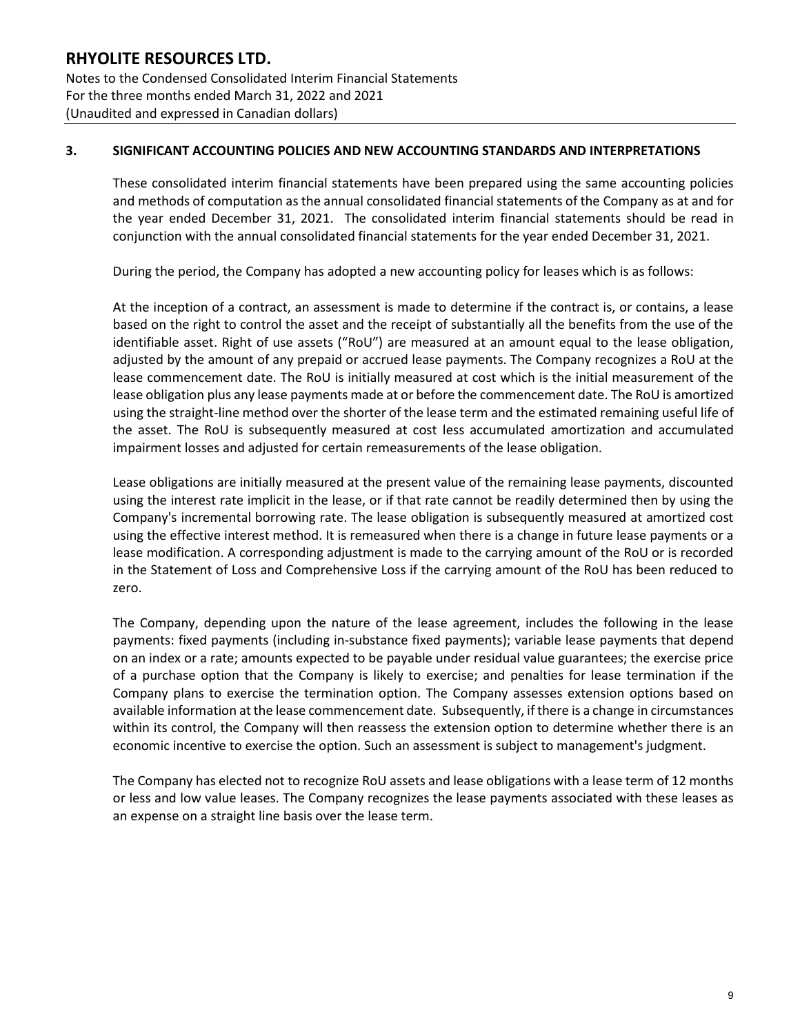## 3. SIGNIFICANT ACCOUNTING POLICIES AND NEW ACCOUNTING STANDARDS AND INTERPRETATIONS

These consolidated interim financial statements have been prepared using the same accounting policies and methods of computation as the annual consolidated financial statements of the Company as at and for the year ended December 31, 2021. The consolidated interim financial statements should be read in conjunction with the annual consolidated financial statements for the year ended December 31, 2021.

During the period, the Company has adopted a new accounting policy for leases which is as follows:

At the inception of a contract, an assessment is made to determine if the contract is, or contains, a lease based on the right to control the asset and the receipt of substantially all the benefits from the use of the identifiable asset. Right of use assets ("RoU") are measured at an amount equal to the lease obligation, adjusted by the amount of any prepaid or accrued lease payments. The Company recognizes a RoU at the lease commencement date. The RoU is initially measured at cost which is the initial measurement of the lease obligation plus any lease payments made at or before the commencement date. The RoU is amortized using the straight-line method over the shorter of the lease term and the estimated remaining useful life of the asset. The RoU is subsequently measured at cost less accumulated amortization and accumulated impairment losses and adjusted for certain remeasurements of the lease obligation.

Lease obligations are initially measured at the present value of the remaining lease payments, discounted using the interest rate implicit in the lease, or if that rate cannot be readily determined then by using the Company's incremental borrowing rate. The lease obligation is subsequently measured at amortized cost using the effective interest method. It is remeasured when there is a change in future lease payments or a lease modification. A corresponding adjustment is made to the carrying amount of the RoU or is recorded in the Statement of Loss and Comprehensive Loss if the carrying amount of the RoU has been reduced to zero.

The Company, depending upon the nature of the lease agreement, includes the following in the lease payments: fixed payments (including in-substance fixed payments); variable lease payments that depend on an index or a rate; amounts expected to be payable under residual value guarantees; the exercise price of a purchase option that the Company is likely to exercise; and penalties for lease termination if the Company plans to exercise the termination option. The Company assesses extension options based on available information at the lease commencement date. Subsequently, if there is a change in circumstances within its control, the Company will then reassess the extension option to determine whether there is an economic incentive to exercise the option. Such an assessment is subject to management's judgment.

The Company has elected not to recognize RoU assets and lease obligations with a lease term of 12 months or less and low value leases. The Company recognizes the lease payments associated with these leases as an expense on a straight line basis over the lease term.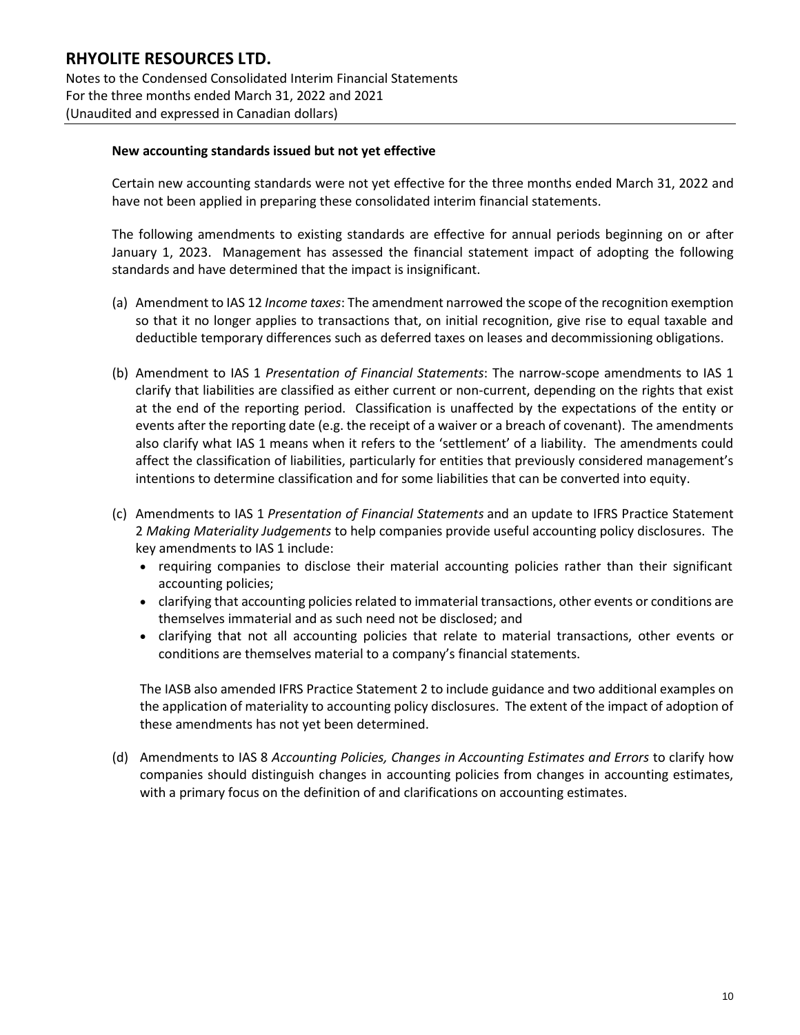**New accounting standards issued but not yet effective**

Certain new accounting standards were not yet effective for the three months ended March 31, 2022 and have not been applied in preparing these consolidated interim financial statements.

The following amendments to existing standards are effective for annual periods beginning on or after January 1, 2023. Management has assessed the financial statement impact of adopting the following standards and have determined that the impact is insignificant.

(a) Amendment to IAS 12 *Income taxes*: The amendment narrowed the scope of the recognition exemption so that it no longer applies to transactions that, on initial recognition, give rise to equal taxable and deductible temporary differences such as deferred taxes on leases and decommissioning obligations.

(b) Amendment to IAS 1 *Presentation of Financial Statements*: The narrow-scope amendments to IAS 1 clarify that liabilities are classified as either current or non-current, depending on the rights that exist at the end of the reporting period. Classification is unaffected by the expectations of the entity or events after the reporting date (e.g. the receipt of a waiver or a breach of covenant). The amendments also clarify what IAS 1 means when it refers to the 'settlement' of a liability. The amendments could affect the classification of liabilities, particularly for entities that previously considered management's intentions to determine classification and for some liabilities that can be converted into equity.

(c) Amendments to IAS 1 *Presentation of Financial Statements* and an update to IFRS Practice Statement 2 *Making Materiality Judgements* to help companies provide useful accounting policy disclosures. The key amendments to IAS 1 include:
   - requiring companies to disclose their material accounting policies rather than their significant accounting policies;
   - clarifying that accounting policies related to immaterial transactions, other events or conditions are themselves immaterial and as such need not be disclosed; and
   - clarifying that not all accounting policies that relate to material transactions, other events or conditions are themselves material to a company's financial statements.

   The IASB also amended IFRS Practice Statement 2 to include guidance and two additional examples on the application of materiality to accounting policy disclosures. The extent of the impact of adoption of these amendments has not yet been determined.

(d) Amendments to IAS 8 *Accounting Policies, Changes in Accounting Estimates and Errors* to clarify how companies should distinguish changes in accounting policies from changes in accounting estimates, with a primary focus on the definition of and clarifications on accounting estimates.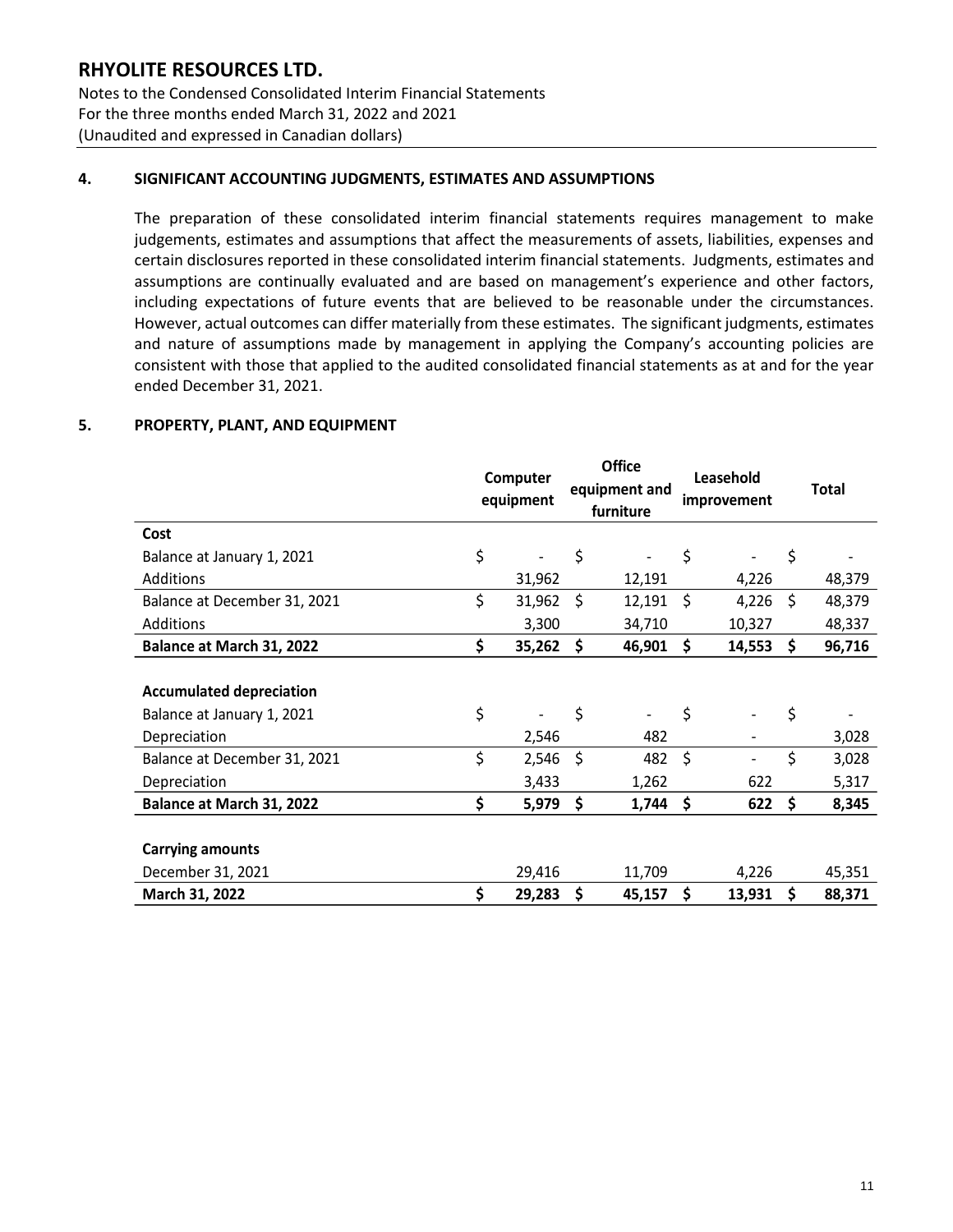## 4. SIGNIFICANT ACCOUNTING JUDGMENTS, ESTIMATES AND ASSUMPTIONS

The preparation of these consolidated interim financial statements requires management to make judgements, estimates and assumptions that affect the measurements of assets, liabilities, expenses and certain disclosures reported in these consolidated interim financial statements. Judgments, estimates and assumptions are continually evaluated and are based on management's experience and other factors, including expectations of future events that are believed to be reasonable under the circumstances. However, actual outcomes can differ materially from these estimates. The significant judgments, estimates and nature of assumptions made by management in applying the Company's accounting policies are consistent with those that applied to the audited consolidated financial statements as at and for the year ended December 31, 2021.

## 5. PROPERTY, PLANT, AND EQUIPMENT

| | Computer equipment | Office equipment and furniture | Leasehold improvement | Total |
|---|---|---|---|---|
| **Cost** | | | | |
| Balance at January 1, 2021 | $ - | $ - | $ - | $ - |
| Additions | 31,962 | 12,191 | 4,226 | 48,379 |
| Balance at December 31, 2021 | $ 31,962 | $ 12,191 | $ 4,226 | $ 48,379 |
| Additions | 3,300 | 34,710 | 10,327 | 48,337 |
| **Balance at March 31, 2022** | **$ 35,262** | **$ 46,901** | **$ 14,553** | **$ 96,716** |
| | | | | |
| **Accumulated depreciation** | | | | |
| Balance at January 1, 2021 | $ - | $ - | $ - | $ - |
| Depreciation | 2,546 | 482 | - | 3,028 |
| Balance at December 31, 2021 | $ 2,546 | $ 482 | $ - | $ 3,028 |
| Depreciation | 3,433 | 1,262 | 622 | 5,317 |
| **Balance at March 31, 2022** | **$ 5,979** | **$ 1,744** | **$ 622** | **$ 8,345** |
| | | | | |
| **Carrying amounts** | | | | |
| December 31, 2021 | 29,416 | 11,709 | 4,226 | 45,351 |
| **March 31, 2022** | **$ 29,283** | **$ 45,157** | **$ 13,931** | **$ 88,371** |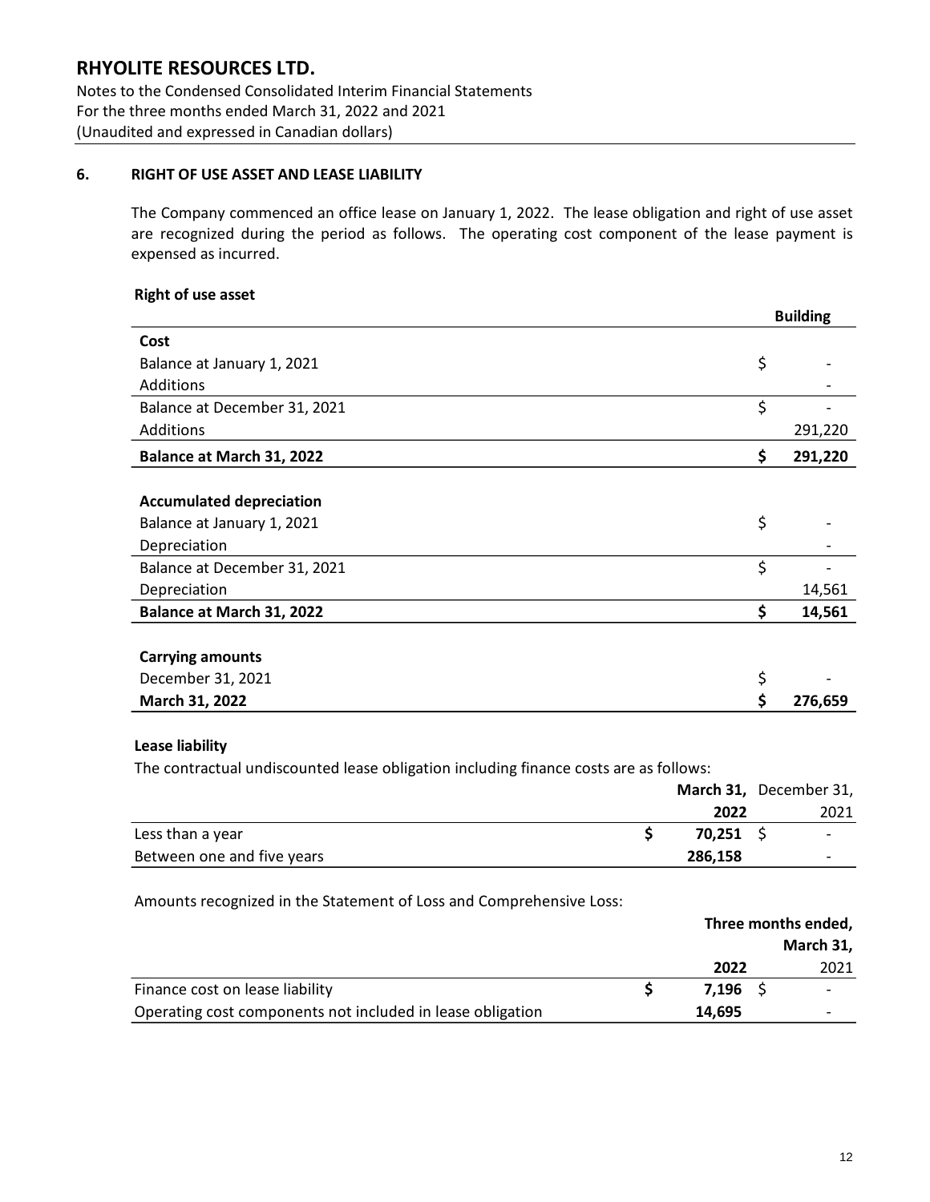# RHYOLITE RESOURCES LTD.

Notes to the Condensed Consolidated Interim Financial Statements
For the three months ended March 31, 2022 and 2021
(Unaudited and expressed in Canadian dollars)

## 6. RIGHT OF USE ASSET AND LEASE LIABILITY

The Company commenced an office lease on January 1, 2022. The lease obligation and right of use asset are recognized during the period as follows. The operating cost component of the lease payment is expensed as incurred.

**Right of use asset**

| | Building |
|---|---|
| **Cost** | |
| Balance at January 1, 2021 | $ - |
| Additions | - |
| Balance at December 31, 2021 | $ - |
| Additions | 291,220 |
| **Balance at March 31, 2022** | **$ 291,220** |
| | |
| **Accumulated depreciation** | |
| Balance at January 1, 2021 | $ - |
| Depreciation | - |
| Balance at December 31, 2021 | $ - |
| Depreciation | 14,561 |
| **Balance at March 31, 2022** | **$ 14,561** |
| | |
| **Carrying amounts** | |
| December 31, 2021 | $ - |
| **March 31, 2022** | **$ 276,659** |

**Lease liability**

The contractual undiscounted lease obligation including finance costs are as follows:

| | **March 31, 2022** | December 31, 2021 |
|---|---|---|
| Less than a year | **$ 70,251** | $ - |
| Between one and five years | **286,158** | - |

Amounts recognized in the Statement of Loss and Comprehensive Loss:

| | **Three months ended, March 31,** | |
|---|---|---|
| | **2022** | 2021 |
| Finance cost on lease liability | **$ 7,196** | $ - |
| Operating cost components not included in lease obligation | **14,695** | - |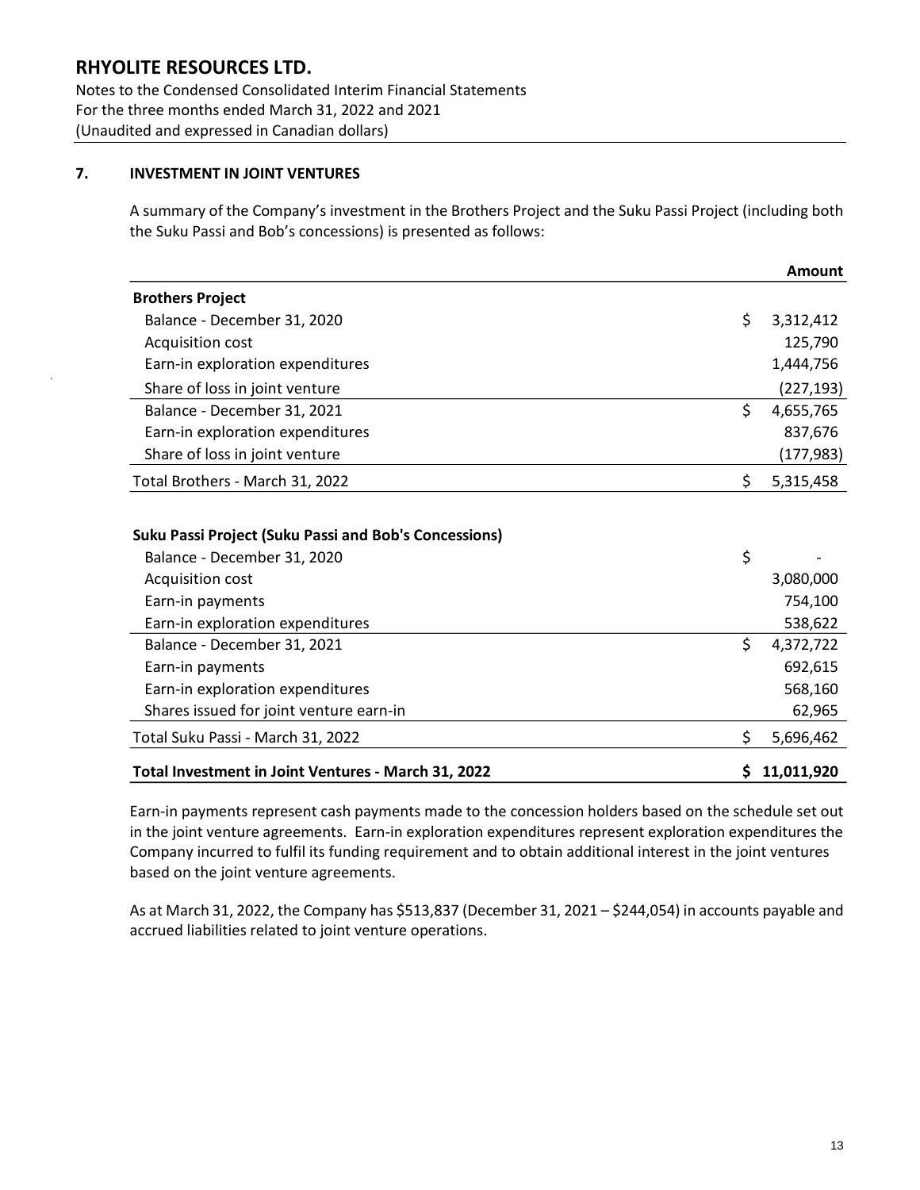**RHYOLITE RESOURCES LTD.**
Notes to the Condensed Consolidated Interim Financial Statements
For the three months ended March 31, 2022 and 2021
(Unaudited and expressed in Canadian dollars)

## 7. INVESTMENT IN JOINT VENTURES

A summary of the Company's investment in the Brothers Project and the Suku Passi Project (including both the Suku Passi and Bob's concessions) is presented as follows:

| | Amount |
|---|---|
| **Brothers Project** | |
| Balance - December 31, 2020 | $ 3,312,412 |
| Acquisition cost | 125,790 |
| Earn-in exploration expenditures | 1,444,756 |
| Share of loss in joint venture | (227,193) |
| Balance - December 31, 2021 | $ 4,655,765 |
| Earn-in exploration expenditures | 837,676 |
| Share of loss in joint venture | (177,983) |
| Total Brothers - March 31, 2022 | $ 5,315,458 |
| | |
| **Suku Passi Project (Suku Passi and Bob's Concessions)** | |
| Balance - December 31, 2020 | $ - |
| Acquisition cost | 3,080,000 |
| Earn-in payments | 754,100 |
| Earn-in exploration expenditures | 538,622 |
| Balance - December 31, 2021 | $ 4,372,722 |
| Earn-in payments | 692,615 |
| Earn-in exploration expenditures | 568,160 |
| Shares issued for joint venture earn-in | 62,965 |
| Total Suku Passi - March 31, 2022 | $ 5,696,462 |
| **Total Investment in Joint Ventures - March 31, 2022** | **$ 11,011,920** |

Earn-in payments represent cash payments made to the concession holders based on the schedule set out in the joint venture agreements. Earn-in exploration expenditures represent exploration expenditures the Company incurred to fulfil its funding requirement and to obtain additional interest in the joint ventures based on the joint venture agreements.

As at March 31, 2022, the Company has $513,837 (December 31, 2021 – $244,054) in accounts payable and accrued liabilities related to joint venture operations.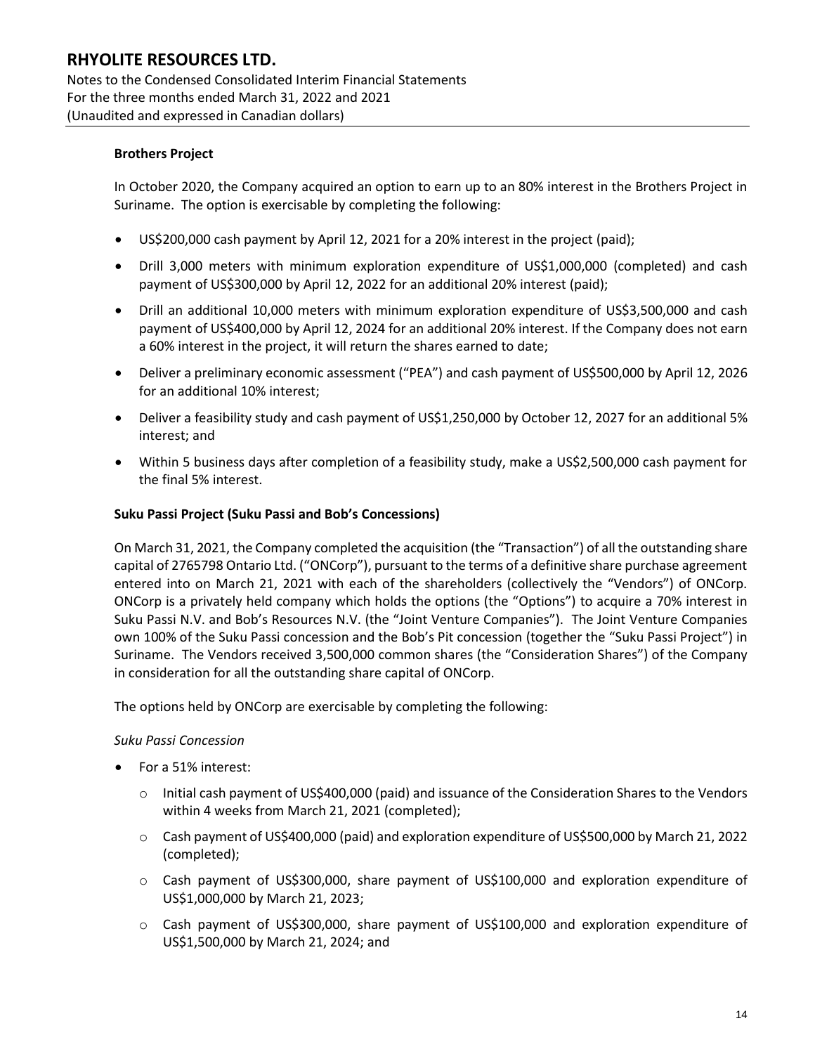**Brothers Project**

In October 2020, the Company acquired an option to earn up to an 80% interest in the Brothers Project in Suriname. The option is exercisable by completing the following:

- US$200,000 cash payment by April 12, 2021 for a 20% interest in the project (paid);
- Drill 3,000 meters with minimum exploration expenditure of US$1,000,000 (completed) and cash payment of US$300,000 by April 12, 2022 for an additional 20% interest (paid);
- Drill an additional 10,000 meters with minimum exploration expenditure of US$3,500,000 and cash payment of US$400,000 by April 12, 2024 for an additional 20% interest. If the Company does not earn a 60% interest in the project, it will return the shares earned to date;
- Deliver a preliminary economic assessment ("PEA") and cash payment of US$500,000 by April 12, 2026 for an additional 10% interest;
- Deliver a feasibility study and cash payment of US$1,250,000 by October 12, 2027 for an additional 5% interest; and
- Within 5 business days after completion of a feasibility study, make a US$2,500,000 cash payment for the final 5% interest.

**Suku Passi Project (Suku Passi and Bob's Concessions)**

On March 31, 2021, the Company completed the acquisition (the "Transaction") of all the outstanding share capital of 2765798 Ontario Ltd. ("ONCorp"), pursuant to the terms of a definitive share purchase agreement entered into on March 21, 2021 with each of the shareholders (collectively the "Vendors") of ONCorp. ONCorp is a privately held company which holds the options (the "Options") to acquire a 70% interest in Suku Passi N.V. and Bob's Resources N.V. (the "Joint Venture Companies"). The Joint Venture Companies own 100% of the Suku Passi concession and the Bob's Pit concession (together the "Suku Passi Project") in Suriname. The Vendors received 3,500,000 common shares (the "Consideration Shares") of the Company in consideration for all the outstanding share capital of ONCorp.

The options held by ONCorp are exercisable by completing the following:

*Suku Passi Concession*

- For a 51% interest:
  - Initial cash payment of US$400,000 (paid) and issuance of the Consideration Shares to the Vendors within 4 weeks from March 21, 2021 (completed);
  - Cash payment of US$400,000 (paid) and exploration expenditure of US$500,000 by March 21, 2022 (completed);
  - Cash payment of US$300,000, share payment of US$100,000 and exploration expenditure of US$1,000,000 by March 21, 2023;
  - Cash payment of US$300,000, share payment of US$100,000 and exploration expenditure of US$1,500,000 by March 21, 2024; and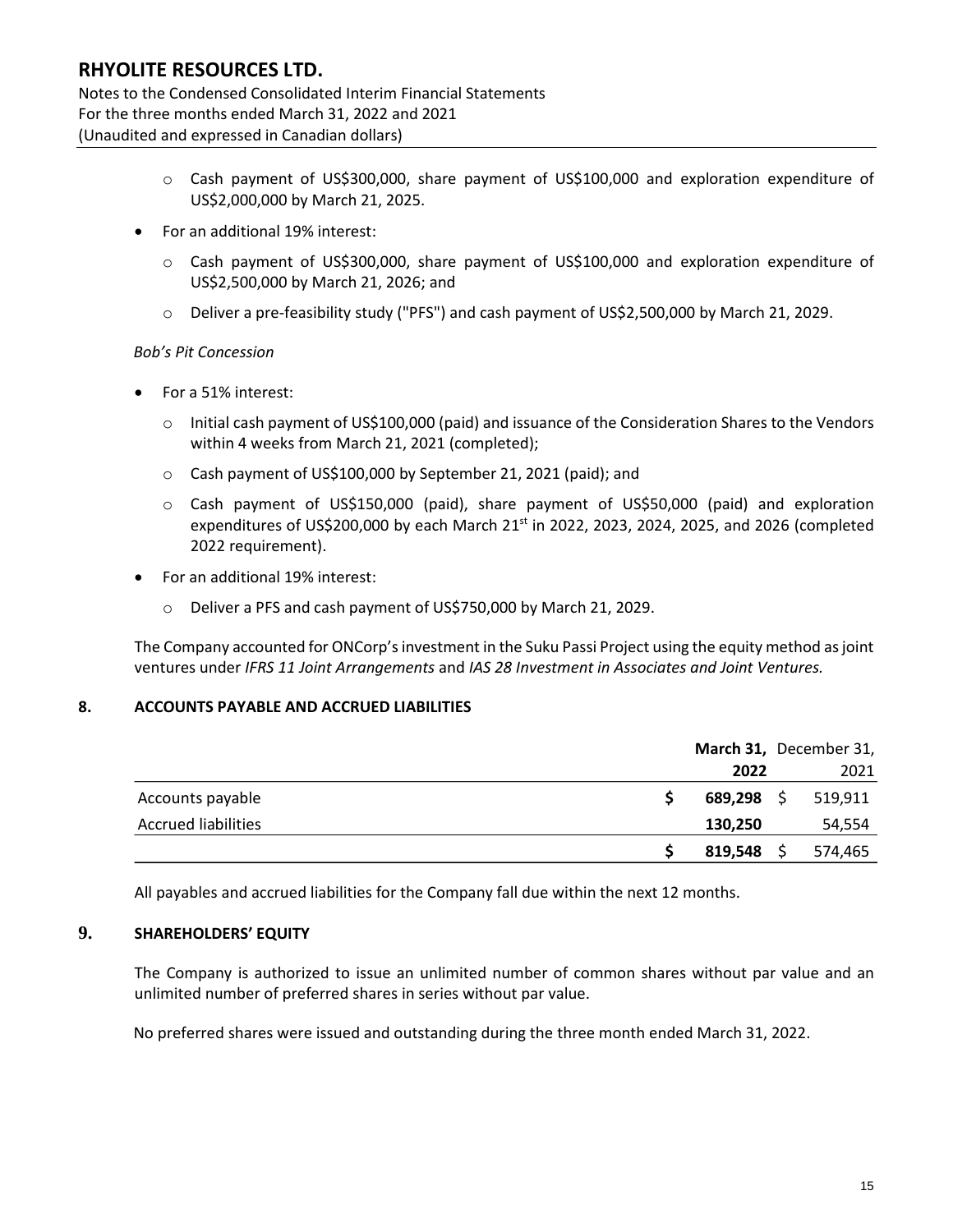- Cash payment of US$300,000, share payment of US$100,000 and exploration expenditure of US$2,000,000 by March 21, 2025.

- For an additional 19% interest:
  - Cash payment of US$300,000, share payment of US$100,000 and exploration expenditure of US$2,500,000 by March 21, 2026; and
  - Deliver a pre-feasibility study ("PFS") and cash payment of US$2,500,000 by March 21, 2029.

*Bob's Pit Concession*

- For a 51% interest:
  - Initial cash payment of US$100,000 (paid) and issuance of the Consideration Shares to the Vendors within 4 weeks from March 21, 2021 (completed);
  - Cash payment of US$100,000 by September 21, 2021 (paid); and
  - Cash payment of US$150,000 (paid), share payment of US$50,000 (paid) and exploration expenditures of US$200,000 by each March 21st in 2022, 2023, 2024, 2025, and 2026 (completed 2022 requirement).
- For an additional 19% interest:
  - Deliver a PFS and cash payment of US$750,000 by March 21, 2029.

The Company accounted for ONCorp's investment in the Suku Passi Project using the equity method as joint ventures under *IFRS 11 Joint Arrangements* and *IAS 28 Investment in Associates and Joint Ventures.*

## 8. ACCOUNTS PAYABLE AND ACCRUED LIABILITIES

| | **March 31, 2022** | December 31, 2021 |
|---|---|---|
| Accounts payable | **$ 689,298** | $ 519,911 |
| Accrued liabilities | **130,250** | 54,554 |
| | **$ 819,548** | $ 574,465 |

All payables and accrued liabilities for the Company fall due within the next 12 months.

## 9. SHAREHOLDERS' EQUITY

The Company is authorized to issue an unlimited number of common shares without par value and an unlimited number of preferred shares in series without par value.

No preferred shares were issued and outstanding during the three month ended March 31, 2022.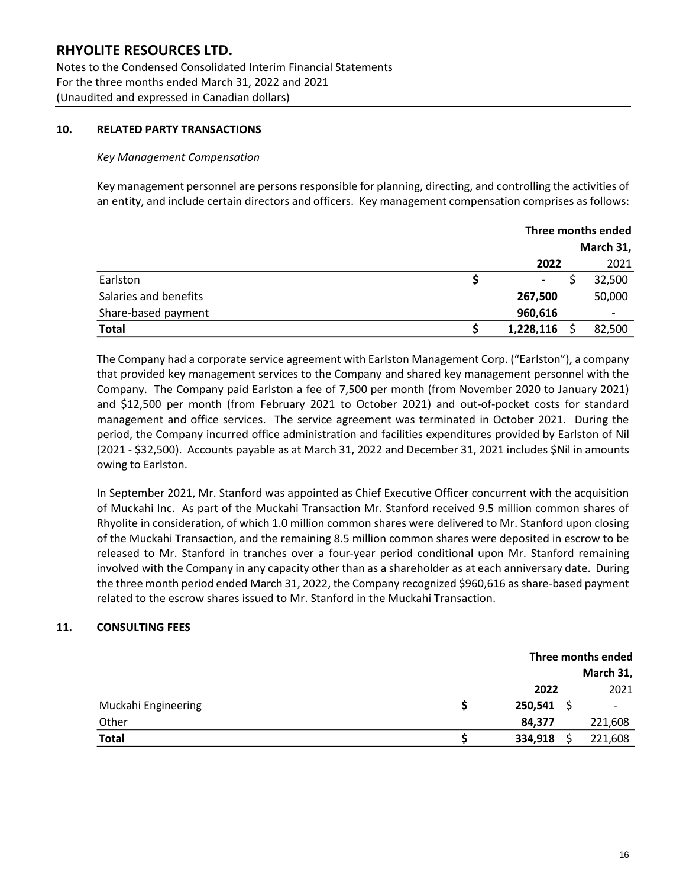# RHYOLITE RESOURCES LTD.

Notes to the Condensed Consolidated Interim Financial Statements
For the three months ended March 31, 2022 and 2021
(Unaudited and expressed in Canadian dollars)

## 10. RELATED PARTY TRANSACTIONS

*Key Management Compensation*

Key management personnel are persons responsible for planning, directing, and controlling the activities of an entity, and include certain directors and officers. Key management compensation comprises as follows:

| | Three months ended March 31, | |
|---|---|---|
| | **2022** | 2021 |
| Earlston | $ - | $ 32,500 |
| Salaries and benefits | **267,500** | 50,000 |
| Share-based payment | **960,616** | - |
| **Total** | **$ 1,228,116** | $ 82,500 |

The Company had a corporate service agreement with Earlston Management Corp. ("Earlston"), a company that provided key management services to the Company and shared key management personnel with the Company. The Company paid Earlston a fee of 7,500 per month (from November 2020 to January 2021) and $12,500 per month (from February 2021 to October 2021) and out-of-pocket costs for standard management and office services. The service agreement was terminated in October 2021. During the period, the Company incurred office administration and facilities expenditures provided by Earlston of Nil (2021 - $32,500). Accounts payable as at March 31, 2022 and December 31, 2021 includes $Nil in amounts owing to Earlston.

In September 2021, Mr. Stanford was appointed as Chief Executive Officer concurrent with the acquisition of Muckahi Inc. As part of the Muckahi Transaction Mr. Stanford received 9.5 million common shares of Rhyolite in consideration, of which 1.0 million common shares were delivered to Mr. Stanford upon closing of the Muckahi Transaction, and the remaining 8.5 million common shares were deposited in escrow to be released to Mr. Stanford in tranches over a four-year period conditional upon Mr. Stanford remaining involved with the Company in any capacity other than as a shareholder as at each anniversary date. During the three month period ended March 31, 2022, the Company recognized $960,616 as share-based payment related to the escrow shares issued to Mr. Stanford in the Muckahi Transaction.

## 11. CONSULTING FEES

| | Three months ended March 31, | |
|---|---|---|
| | **2022** | 2021 |
| Muckahi Engineering | **$ 250,541** | $ - |
| Other | **84,377** | 221,608 |
| **Total** | **$ 334,918** | $ 221,608 |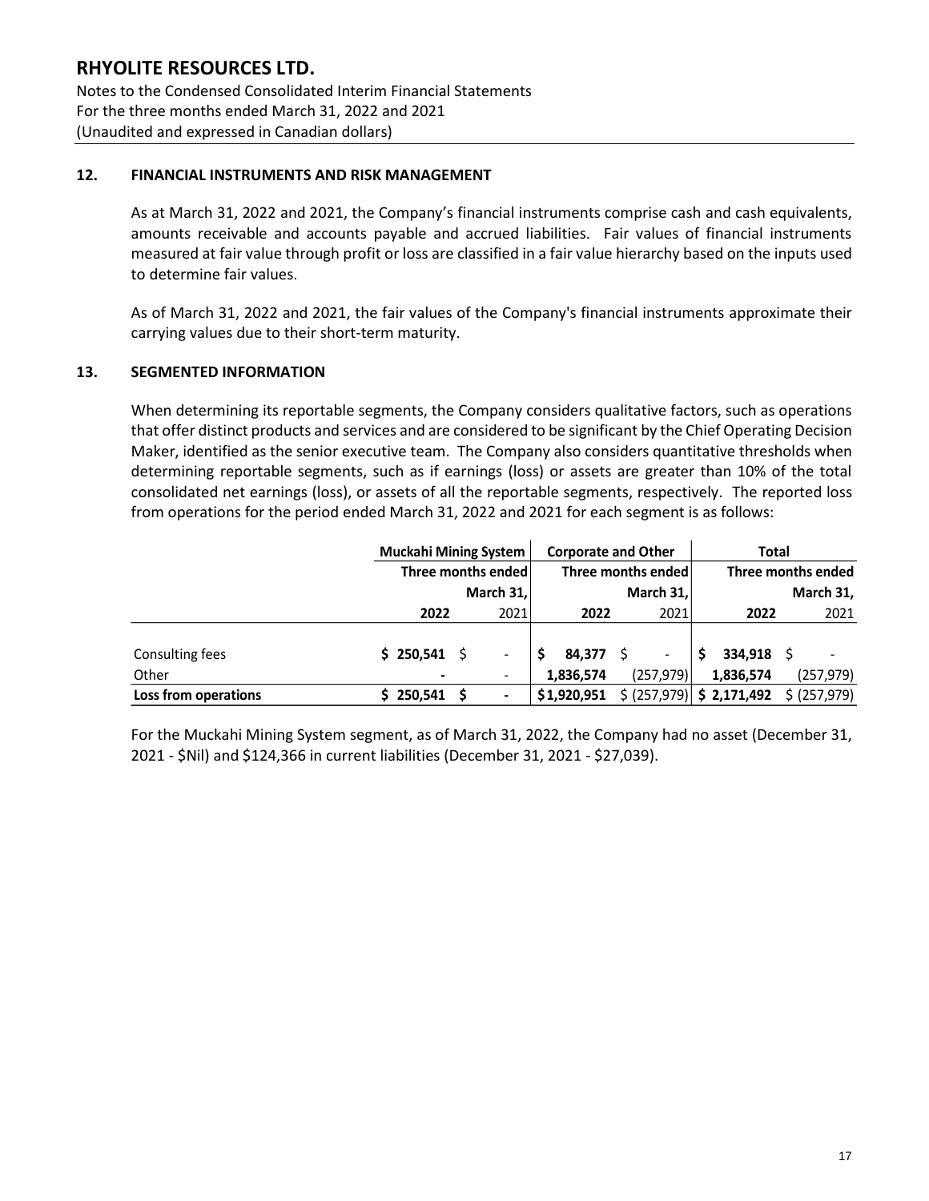# RHYOLITE RESOURCES LTD.

Notes to the Condensed Consolidated Interim Financial Statements
For the three months ended March 31, 2022 and 2021
(Unaudited and expressed in Canadian dollars)

## 12. FINANCIAL INSTRUMENTS AND RISK MANAGEMENT

As at March 31, 2022 and 2021, the Company's financial instruments comprise cash and cash equivalents, amounts receivable and accounts payable and accrued liabilities. Fair values of financial instruments measured at fair value through profit or loss are classified in a fair value hierarchy based on the inputs used to determine fair values.

As of March 31, 2022 and 2021, the fair values of the Company's financial instruments approximate their carrying values due to their short-term maturity.

## 13. SEGMENTED INFORMATION

When determining its reportable segments, the Company considers qualitative factors, such as operations that offer distinct products and services and are considered to be significant by the Chief Operating Decision Maker, identified as the senior executive team. The Company also considers quantitative thresholds when determining reportable segments, such as if earnings (loss) or assets are greater than 10% of the total consolidated net earnings (loss), or assets of all the reportable segments, respectively. The reported loss from operations for the period ended March 31, 2022 and 2021 for each segment is as follows:

| | Muckahi Mining System | | Corporate and Other | | Total | |
|---|---|---|---|---|---|---|
| | Three months ended March 31, | | Three months ended March 31, | | Three months ended March 31, | |
| | **2022** | 2021 | **2022** | 2021 | **2022** | 2021 |
| Consulting fees | **$ 250,541** | $ - | **$ 84,377** | $ - | **$ 334,918** | $ - |
| Other | **-** | - | **1,836,574** | (257,979) | **1,836,574** | (257,979) |
| **Loss from operations** | **$ 250,541** | **$ -** | **$1,920,951** | $ (257,979) | **$ 2,171,492** | $ (257,979) |

For the Muckahi Mining System segment, as of March 31, 2022, the Company had no asset (December 31, 2021 - $Nil) and $124,366 in current liabilities (December 31, 2021 - $27,039).